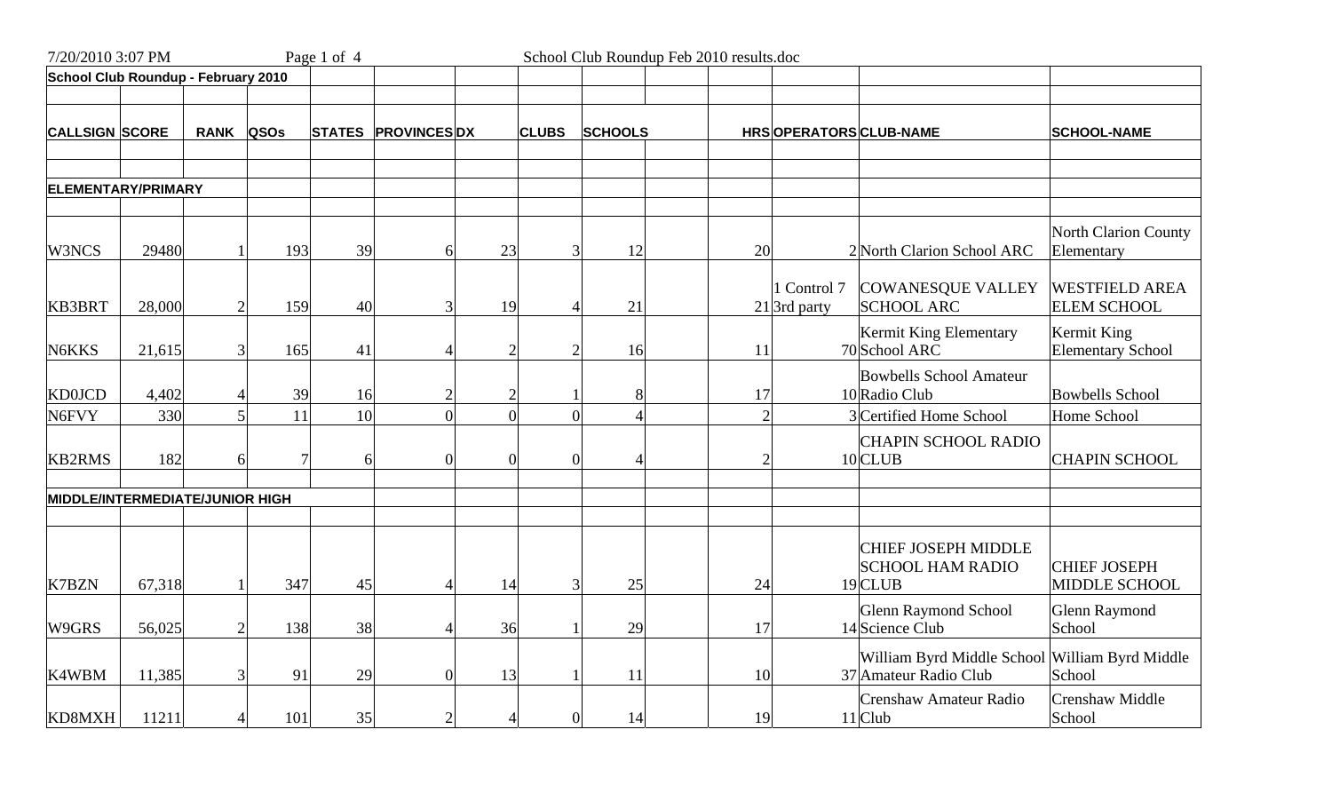**School Club Roundup - February 2010**

| CALLSIGN | SCORE | RANK | QSOs | STATES | PROVINCES | DX | CLUBS | SCHOOLS | | HRS | OPERATORS | CLUB-NAME | SCHOOL-NAME |
|---|---|---|---|---|---|---|---|---|---|---|---|---|---|
| **ELEMENTARY/PRIMARY** | | | | | | | | | | | | | |
| W3NCS | 29480 | 1 | 193 | 39 | 6 | 23 | 3 | 12 | | 20 | 2 | North Clarion School ARC | North Clarion County Elementary |
| KB3BRT | 28,000 | 2 | 159 | 40 | 3 | 19 | 4 | 21 | | | 1 Control 7 21 3rd party | COWANESQUE VALLEY SCHOOL ARC | WESTFIELD AREA ELEM SCHOOL |
| N6KKS | 21,615 | 3 | 165 | 41 | 4 | 2 | 2 | 16 | | 11 | 70 | Kermit King Elementary School ARC | Kermit King Elementary School |
| KD0JCD | 4,402 | 4 | 39 | 16 | 2 | 2 | 1 | 8 | | 17 | 10 | Bowbells School Amateur Radio Club | Bowbells School |
| N6FVY | 330 | 5 | 11 | 10 | 0 | 0 | 0 | 4 | | 2 | 3 | Certified Home School | Home School |
| KB2RMS | 182 | 6 | 7 | 6 | 0 | 0 | 0 | 4 | | 2 | 10 | CHAPIN SCHOOL RADIO CLUB | CHAPIN SCHOOL |
| **MIDDLE/INTERMEDIATE/JUNIOR HIGH** | | | | | | | | | | | | | |
| K7BZN | 67,318 | 1 | 347 | 45 | 4 | 14 | 3 | 25 | | 24 | 19 | CHIEF JOSEPH MIDDLE SCHOOL HAM RADIO CLUB | CHIEF JOSEPH MIDDLE SCHOOL |
| W9GRS | 56,025 | 2 | 138 | 38 | 4 | 36 | 1 | 29 | | 17 | 14 | Glenn Raymond School Science Club | Glenn Raymond School |
| K4WBM | 11,385 | 3 | 91 | 29 | 0 | 13 | 1 | 11 | | 10 | 37 | William Byrd Middle School Amateur Radio Club | William Byrd Middle School |
| KD8MXH | 11211 | 4 | 101 | 35 | 2 | 4 | 0 | 14 | | 19 | 11 | Crenshaw Amateur Radio Club | Crenshaw Middle School |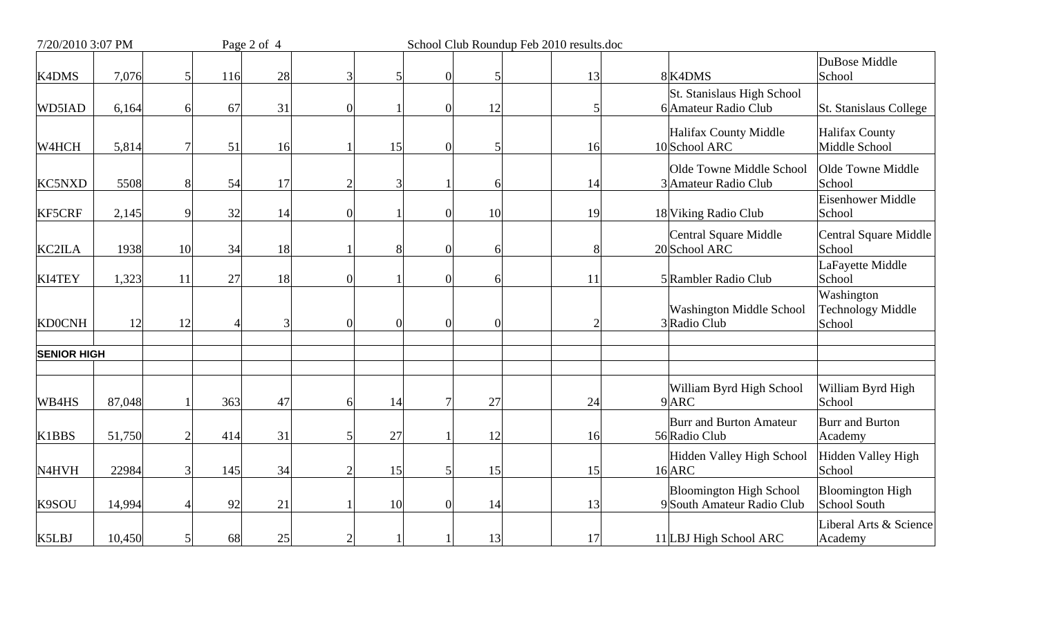| | | | | | | | | | | | | | |
|---|---|---|---|---|---|---|---|---|---|---|---|---|---|
| K4DMS | 7,076 | 5 | 116 | 28 | 3 | 5 | 0 | 5 | | 13 | 8 | K4DMS | DuBose Middle School |
| WD5IAD | 6,164 | 6 | 67 | 31 | 0 | 1 | 0 | 12 | | 5 | 6 | St. Stanislaus High School Amateur Radio Club | St. Stanislaus College |
| W4HCH | 5,814 | 7 | 51 | 16 | 1 | 15 | 0 | 5 | | 16 | 10 | Halifax County Middle School ARC | Halifax County Middle School |
| KC5NXD | 5508 | 8 | 54 | 17 | 2 | 3 | 1 | 6 | | 14 | 3 | Olde Towne Middle School Amateur Radio Club | Olde Towne Middle School |
| KF5CRF | 2,145 | 9 | 32 | 14 | 0 | 1 | 0 | 10 | | 19 | 18 | Viking Radio Club | Eisenhower Middle School |
| KC2ILA | 1938 | 10 | 34 | 18 | 1 | 8 | 0 | 6 | | 8 | 20 | Central Square Middle School ARC | Central Square Middle School |
| KI4TEY | 1,323 | 11 | 27 | 18 | 0 | 1 | 0 | 6 | | 11 | 5 | Rambler Radio Club | LaFayette Middle School |
| KD0CNH | 12 | 12 | 4 | 3 | 0 | 0 | 0 | 0 | | 2 | 3 | Washington Middle School Radio Club | Washington Technology Middle School |
| | | | | | | | | | | | | | |
| **SENIOR HIGH** | | | | | | | | | | | | | |
| | | | | | | | | | | | | | |
| WB4HS | 87,048 | 1 | 363 | 47 | 6 | 14 | 7 | 27 | | 24 | 9 | William Byrd High School ARC | William Byrd High School |
| K1BBS | 51,750 | 2 | 414 | 31 | 5 | 27 | 1 | 12 | | 16 | 56 | Burr and Burton Amateur Radio Club | Burr and Burton Academy |
| N4HVH | 22984 | 3 | 145 | 34 | 2 | 15 | 5 | 15 | | 15 | 16 | Hidden Valley High School ARC | Hidden Valley High School |
| K9SOU | 14,994 | 4 | 92 | 21 | 1 | 10 | 0 | 14 | | 13 | 9 | Bloomington High School South Amateur Radio Club | Bloomington High School South |
| K5LBJ | 10,450 | 5 | 68 | 25 | 2 | 1 | 1 | 13 | | 17 | 11 | LBJ High School ARC | Liberal Arts & Science Academy |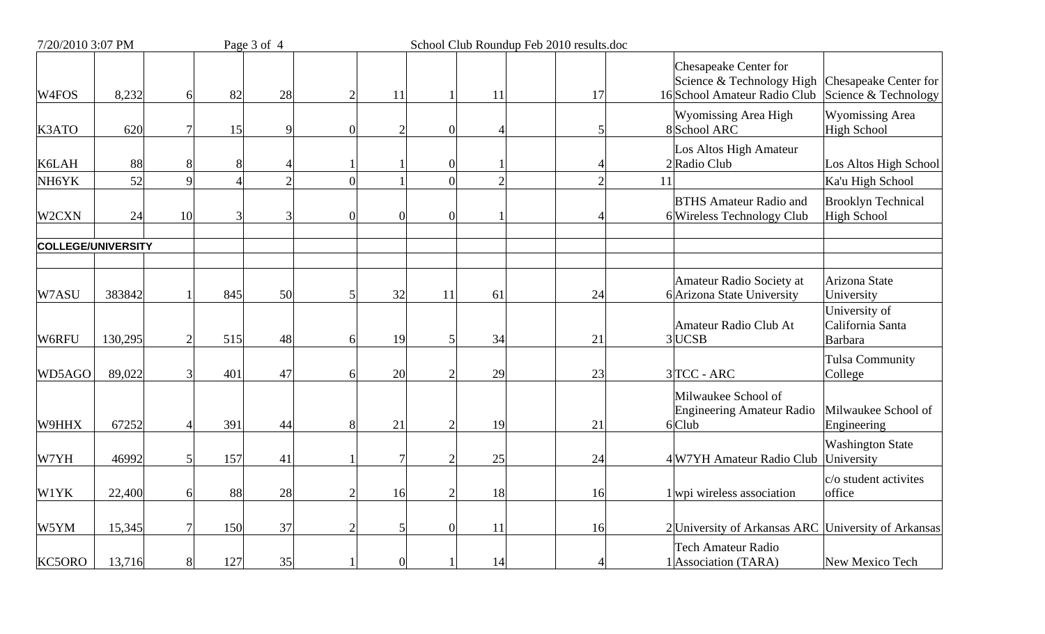| | | | | | | | | | | | | | |
|---|---|---|---|---|---|---|---|---|---|---|---|---|---|
| W4FOS | 8,232 | 6 | 82 | 28 | 2 | 11 | 1 | 11 | | 17 | 16 | Chesapeake Center for Science & Technology High School Amateur Radio Club | Chesapeake Center for Science & Technology |
| K3ATO | 620 | 7 | 15 | 9 | 0 | 2 | 0 | 4 | | 5 | 8 | Wyomissing Area High School ARC | Wyomissing Area High School |
| K6LAH | 88 | 8 | 8 | 4 | 1 | 1 | 0 | 1 | | 4 | 2 | Los Altos High Amateur Radio Club | Los Altos High School |
| NH6YK | 52 | 9 | 4 | 2 | 0 | 1 | 0 | 2 | | 2 | 11 | | Ka'u High School |
| W2CXN | 24 | 10 | 3 | 3 | 0 | 0 | 0 | 1 | | 4 | 6 | BTHS Amateur Radio and Wireless Technology Club | Brooklyn Technical High School |
| | | | | | | | | | | | | | |
| **COLLEGE/UNIVERSITY** | | | | | | | | | | | | | |
| | | | | | | | | | | | | | |
| W7ASU | 383842 | 1 | 845 | 50 | 5 | 32 | 11 | 61 | | 24 | 6 | Amateur Radio Society at Arizona State University | Arizona State University |
| W6RFU | 130,295 | 2 | 515 | 48 | 6 | 19 | 5 | 34 | | 21 | 3 | Amateur Radio Club At UCSB | University of California Santa Barbara |
| WD5AGO | 89,022 | 3 | 401 | 47 | 6 | 20 | 2 | 29 | | 23 | 3 | TCC - ARC | Tulsa Community College |
| W9HHX | 67252 | 4 | 391 | 44 | 8 | 21 | 2 | 19 | | 21 | 6 | Milwaukee School of Engineering Amateur Radio Club | Milwaukee School of Engineering |
| W7YH | 46992 | 5 | 157 | 41 | 1 | 7 | 2 | 25 | | 24 | 4 | W7YH Amateur Radio Club | Washington State University |
| W1YK | 22,400 | 6 | 88 | 28 | 2 | 16 | 2 | 18 | | 16 | 1 | wpi wireless association | c/o student activites office |
| W5YM | 15,345 | 7 | 150 | 37 | 2 | 5 | 0 | 11 | | 16 | 2 | University of Arkansas ARC | University of Arkansas |
| KC5ORO | 13,716 | 8 | 127 | 35 | 1 | 0 | 1 | 14 | | 4 | 1 | Tech Amateur Radio Association (TARA) | New Mexico Tech |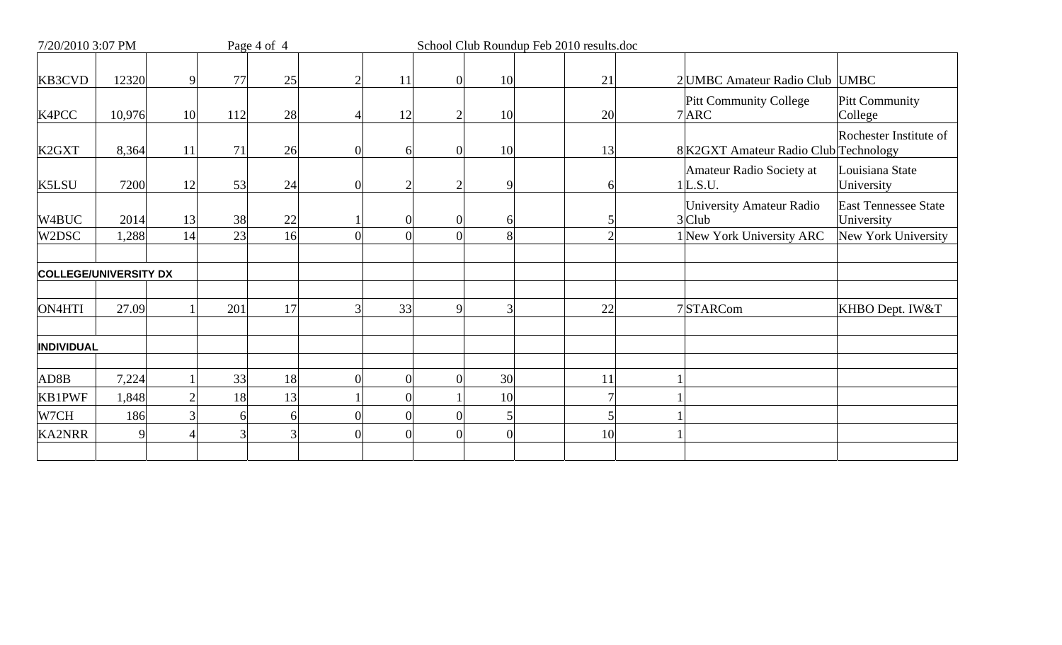| | | | | | | | | | | | | | |
|---|---|---|---|---|---|---|---|---|---|---|---|---|---|
| KB3CVD | 12320 | 9 | 77 | 25 | 2 | 11 | 0 | 10 | | 21 | | 2 | UMBC Amateur Radio Club | UMBC |
| K4PCC | 10,976 | 10 | 112 | 28 | 4 | 12 | 2 | 10 | | 20 | | 7 | Pitt Community College ARC | Pitt Community College |
| K2GXT | 8,364 | 11 | 71 | 26 | 0 | 6 | 0 | 10 | | 13 | | 8 | K2GXT Amateur Radio Club | Rochester Institute of Technology |
| K5LSU | 7200 | 12 | 53 | 24 | 0 | 2 | 2 | 9 | | 6 | | 1 | Amateur Radio Society at L.S.U. | Louisiana State University |
| W4BUC | 2014 | 13 | 38 | 22 | 1 | 0 | 0 | 6 | | 5 | | 3 | University Amateur Radio Club | East Tennessee State University |
| W2DSC | 1,288 | 14 | 23 | 16 | 0 | 0 | 0 | 8 | | 2 | | 1 | New York University ARC | New York University |
| | | | | | | | | | | | | | | |
| **COLLEGE/UNIVERSITY DX** | | | | | | | | | | | | | | |
| | | | | | | | | | | | | | | |
| ON4HTI | 27.09 | 1 | 201 | 17 | 3 | 33 | 9 | 3 | | 22 | | 7 | STARCom | KHBO Dept. IW&T |
| | | | | | | | | | | | | | | |
| **INDIVIDUAL** | | | | | | | | | | | | | | |
| | | | | | | | | | | | | | | |
| AD8B | 7,224 | 1 | 33 | 18 | 0 | 0 | 0 | 30 | | 11 | 1 | | | |
| KB1PWF | 1,848 | 2 | 18 | 13 | 1 | 0 | 1 | 10 | | 7 | 1 | | | |
| W7CH | 186 | 3 | 6 | 6 | 0 | 0 | 0 | 5 | | 5 | 1 | | | |
| KA2NRR | 9 | 4 | 3 | 3 | 0 | 0 | 0 | 0 | | 10 | 1 | | | |
| | | | | | | | | | | | | | | |